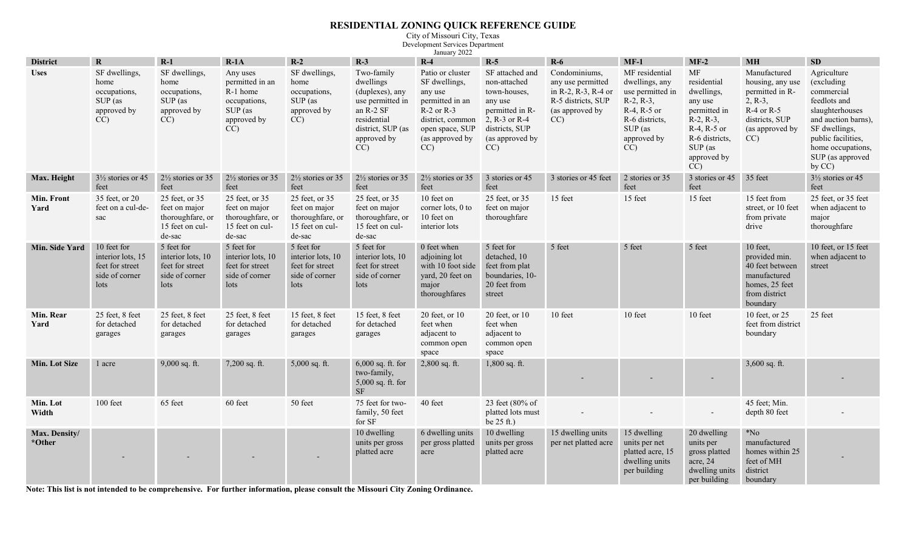# RESIDENTIAL ZONING QUICK REFERENCE GUIDE

City of Missouri City, Texas
Development Services Department
January 2022

| District | R | R-1 | R-1A | R-2 | R-3 | R-4 | R-5 | R-6 | MF-1 | MF-2 | MH | SD |
|---|---|---|---|---|---|---|---|---|---|---|---|---|
| **Uses** | SF dwellings, home occupations, SUP (as approved by CC) | SF dwellings, home occupations, SUP (as approved by CC) | Any uses permitted in an R-1 home occupations, SUP (as approved by CC) | SF dwellings, home occupations, SUP (as approved by CC) | Two-family dwellings (duplexes), any use permitted in an R-2 SF residential district, SUP (as approved by CC) | Patio or cluster SF dwellings, any use permitted in an R-2 or R-3 district, common open space, SUP (as approved by CC) | SF attached and non-attached town-houses, any use permitted in R-2, R-3 or R-4 districts, SUP (as approved by CC) | Condominiums, any use permitted in R-2, R-3, R-4 or R-5 districts, SUP (as approved by CC) | MF residential dwellings, any use permitted in R-2, R-3, R-4, R-5 or R-6 districts, SUP (as approved by CC) | MF residential dwellings, any use permitted in R-2, R-3, R-4, R-5 or R-6 districts, SUP (as approved by CC) | Manufactured housing, any use permitted in R-2, R-3, R-4 or R-5 districts, SUP (as approved by CC) | Agriculture (excluding commercial feedlots and slaughterhouses and auction barns), SF dwellings, public facilities, home occupations, SUP (as approved by CC) |
| **Max. Height** | 3½ stories or 45 feet | 2½ stories or 35 feet | 2½ stories or 35 feet | 2½ stories or 35 feet | 2½ stories or 35 feet | 2½ stories or 35 feet | 3 stories or 45 feet | 3 stories or 45 feet | 2 stories or 35 feet | 3 stories or 45 feet | 35 feet | 3½ stories or 45 feet |
| **Min. Front Yard** | 35 feet, or 20 feet on a cul-de-sac | 25 feet, or 35 feet on major thoroughfare, or 15 feet on cul-de-sac | 25 feet, or 35 feet on major thoroughfare, or 15 feet on cul-de-sac | 25 feet, or 35 feet on major thoroughfare, or 15 feet on cul-de-sac | 25 feet, or 35 feet on major thoroughfare, or 15 feet on cul-de-sac | 10 feet on corner lots, 0 to 10 feet on interior lots | 25 feet, or 35 feet on major thoroughfare | 15 feet | 15 feet | 15 feet | 15 feet from street, or 10 feet from private drive | 25 feet, or 35 feet when adjacent to major thoroughfare |
| **Min. Side Yard** | 10 feet for interior lots, 15 feet for street side of corner lots | 5 feet for interior lots, 10 feet for street side of corner lots | 5 feet for interior lots, 10 feet for street side of corner lots | 5 feet for interior lots, 10 feet for street side of corner lots | 5 feet for interior lots, 10 feet for street side of corner lots | 0 feet when adjoining lot with 10 foot side yard, 20 feet on major thoroughfares | 5 feet for detached, 10 feet from plat boundaries, 10-20 feet from street | 5 feet | 5 feet | 5 feet | 10 feet, provided min. 40 feet between manufactured homes, 25 feet from district boundary | 10 feet, or 15 feet when adjacent to street |
| **Min. Rear Yard** | 25 feet, 8 feet for detached garages | 25 feet, 8 feet for detached garages | 25 feet, 8 feet for detached garages | 15 feet, 8 feet for detached garages | 15 feet, 8 feet for detached garages | 20 feet, or 10 feet when adjacent to common open space | 20 feet, or 10 feet when adjacent to common open space | 10 feet | 10 feet | 10 feet | 10 feet, or 25 feet from district boundary | 25 feet |
| **Min. Lot Size** | 1 acre | 9,000 sq. ft. | 7,200 sq. ft. | 5,000 sq. ft. | 6,000 sq. ft. for two-family, 5,000 sq. ft. for SF | 2,800 sq. ft. | 1,800 sq. ft. | - | - | - | 3,600 sq. ft. | - |
| **Min. Lot Width** | 100 feet | 65 feet | 60 feet | 50 feet | 75 feet for two-family, 50 feet for SF | 40 feet | 23 feet (80% of platted lots must be 25 ft.) | - | - | - | 45 feet; Min. depth 80 feet | - |
| **Max. Density/ *Other** | - | - | - | - | 10 dwelling units per gross platted acre | 6 dwelling units per gross platted acre | 10 dwelling units per gross platted acre | 15 dwelling units per net platted acre | 15 dwelling units per net platted acre, 15 dwelling units per building | 20 dwelling units per gross platted acre, 24 dwelling units per building | *No manufactured homes within 25 feet of MH district boundary | - |

**Note: This list is not intended to be comprehensive. For further information, please consult the Missouri City Zoning Ordinance.**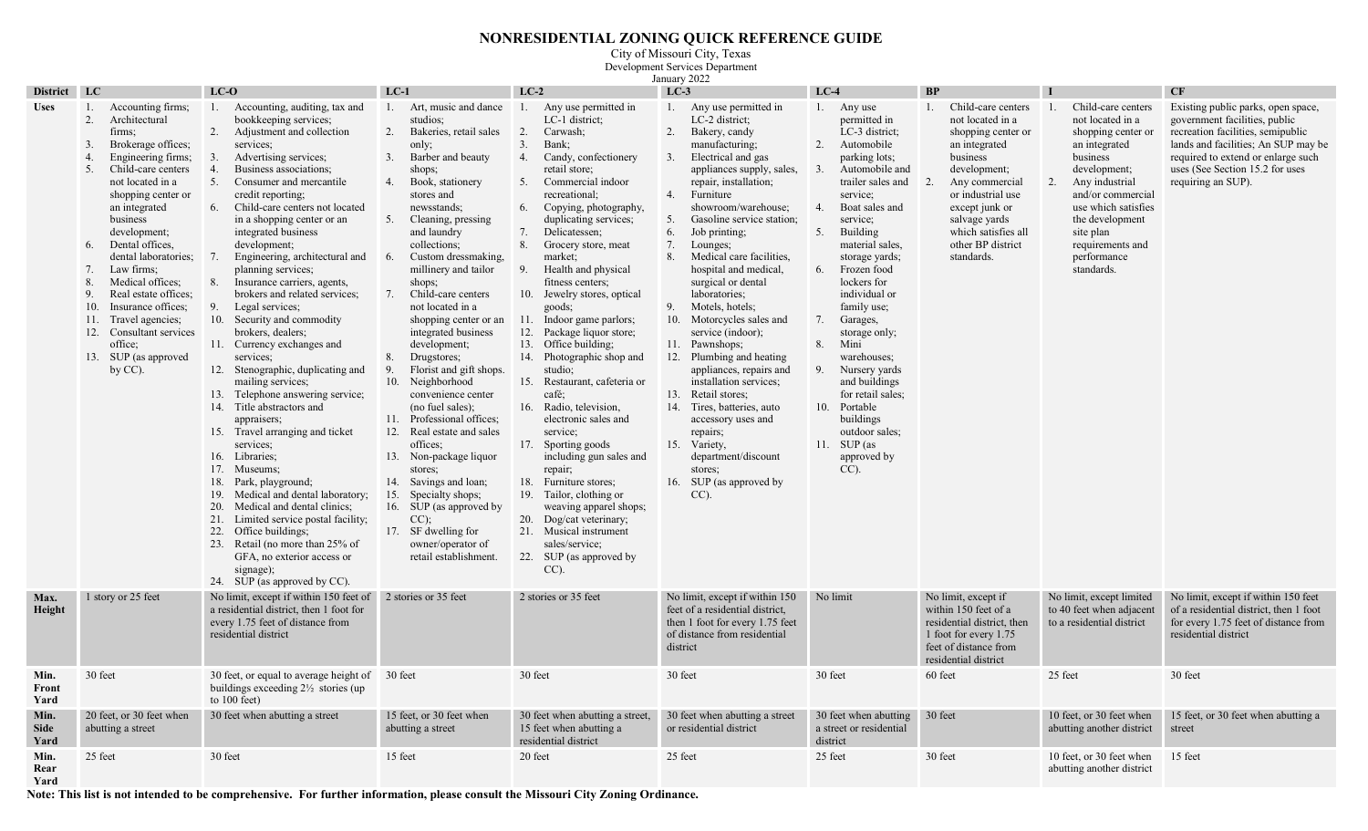# NONRESIDENTIAL ZONING QUICK REFERENCE GUIDE

City of Missouri City, Texas
Development Services Department
January 2022

| District | LC | LC-O | LC-1 | LC-2 | LC-3 | LC-4 | BP | I | CF |
|---|---|---|---|---|---|---|---|---|---|
| **Uses** | 1. Accounting firms; 2. Architectural firms; 3. Brokerage offices; 4. Engineering firms; 5. Child-care centers not located in a shopping center or an integrated business development; 6. Dental offices, dental laboratories; 7. Law firms; 8. Medical offices; 9. Real estate offices; 10. Insurance offices; 11. Travel agencies; 12. Consultant services office; 13. SUP (as approved by CC). | 1. Accounting, auditing, tax and bookkeeping services; 2. Adjustment and collection services; 3. Advertising services; 4. Business associations; 5. Consumer and mercantile credit reporting; 6. Child-care centers not located in a shopping center or an integrated business development; 7. Engineering, architectural and planning services; 8. Insurance carriers, agents, brokers and related services; 9. Legal services; 10. Security and commodity brokers, dealers; 11. Currency exchanges and services; 12. Stenographic, duplicating and mailing services; 13. Telephone answering service; 14. Title abstractors and appraisers; 15. Travel arranging and ticket services; 16. Libraries; 17. Museums; 18. Park, playground; 19. Medical and dental laboratory; 20. Medical and dental clinics; 21. Limited service postal facility; 22. Office buildings; 23. Retail (no more than 25% of GFA, no exterior access or signage); 24. SUP (as approved by CC). | 1. Art, music and dance studios; 2. Bakeries, retail sales only; 3. Barber and beauty shops; 4. Book, stationery stores and newsstands; 5. Cleaning, pressing and laundry collections; 6. Custom dressmaking, millinery and tailor shops; 7. Child-care centers not located in a shopping center or an integrated business development; 8. Drugstores; 9. Florist and gift shops. 10. Neighborhood convenience center (no fuel sales); 11. Professional offices; 12. Real estate and sales offices; 13. Non-package liquor stores; 14. Savings and loan; 15. Specialty shops; 16. SUP (as approved by CC); 17. SF dwelling for owner/operator of retail establishment. | 1. Any use permitted in LC-1 district; 2. Carwash; 3. Bank; 4. Candy, confectionery retail store; 5. Commercial indoor recreational; 6. Copying, photography, duplicating services; 7. Delicatessen; 8. Grocery store, meat market; 9. Health and physical fitness centers; 10. Jewelry stores, optical goods; 11. Indoor game parlors; 12. Package liquor store; 13. Office building; 14. Photographic shop and studio; 15. Restaurant, cafeteria or café; 16. Radio, television, electronic sales and service; 17. Sporting goods including gun sales and repair; 18. Furniture stores; 19. Tailor, clothing or weaving apparel shops; 20. Dog/cat veterinary; 21. Musical instrument sales/service; 22. SUP (as approved by CC). | 1. Any use permitted in LC-2 district; 2. Bakery, candy manufacturing; 3. Electrical and gas appliances supply, sales, repair, installation; 4. Furniture showroom/warehouse; 5. Gasoline service station; 6. Job printing; 7. Lounges; 8. Medical care facilities, hospital and medical, surgical or dental laboratories; 9. Motels, hotels; 10. Motorcycles sales and service (indoor); 11. Pawnshops; 12. Plumbing and heating appliances, repairs and installation services; 13. Retail stores; 14. Tires, batteries, auto accessory uses and repairs; 15. Variety, department/discount stores; 16. SUP (as approved by CC). | 1. Any use permitted in LC-3 district; 2. Automobile parking lots; 3. Automobile and trailer sales and service; 4. Boat sales and service; 5. Building material sales, storage yards; 6. Frozen food lockers for individual or family use; 7. Garages, storage only; 8. Mini warehouses; 9. Nursery yards and buildings for retail sales; 10. Portable buildings outdoor sales; 11. SUP (as approved by CC). | 1. Child-care centers not located in a shopping center or an integrated business development; 2. Any commercial or industrial use except junk or salvage yards which satisfies all other BP district standards. | 1. Child-care centers not located in a shopping center or an integrated business development; 2. Any industrial and/or commercial use which satisfies the development site plan requirements and performance standards. | Existing public parks, open space, government facilities, public recreation facilities, semipublic lands and facilities; An SUP may be required to extend or enlarge such uses (See Section 15.2 for uses requiring an SUP). |
| **Max. Height** | 1 story or 25 feet | No limit, except if within 150 feet of a residential district, then 1 foot for every 1.75 feet of distance from residential district | 2 stories or 35 feet | 2 stories or 35 feet | No limit, except if within 150 feet of a residential district, then 1 foot for every 1.75 feet of distance from residential district | No limit | No limit, except if within 150 feet of a residential district, then 1 foot for every 1.75 feet of distance from residential district | No limit, except limited to 40 feet when adjacent to a residential district | No limit, except if within 150 feet of a residential district, then 1 foot for every 1.75 feet of distance from residential district |
| **Min. Front Yard** | 30 feet | 30 feet, or equal to average height of buildings exceeding 2½ stories (up to 100 feet) | 30 feet | 30 feet | 30 feet | 30 feet | 60 feet | 25 feet | 30 feet |
| **Min. Side Yard** | 20 feet, or 30 feet when abutting a street | 30 feet when abutting a street | 15 feet, or 30 feet when abutting a street | 30 feet when abutting a street, 15 feet when abutting a residential district | 30 feet when abutting a street or residential district | 30 feet when abutting a street or residential district | 30 feet | 10 feet, or 30 feet when abutting another district | 15 feet, or 30 feet when abutting a street |
| **Min. Rear Yard** | 25 feet | 30 feet | 15 feet | 20 feet | 25 feet | 25 feet | 30 feet | 10 feet, or 30 feet when abutting another district | 15 feet |

**Note: This list is not intended to be comprehensive. For further information, please consult the Missouri City Zoning Ordinance.**